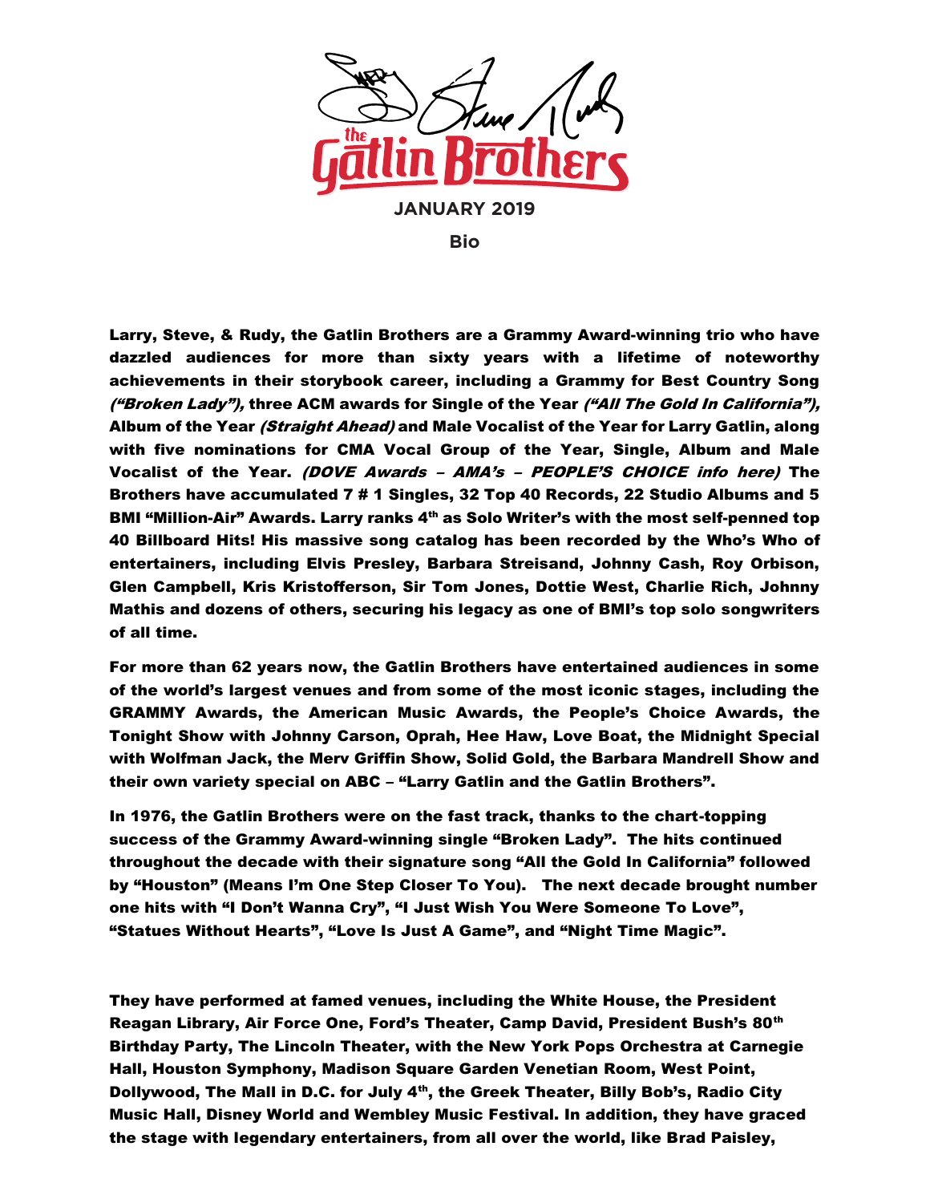# the Gatlin Brothers

**JANUARY 2019**

**Bio**

**Larry, Steve, & Rudy, the Gatlin Brothers are a Grammy Award-winning trio who have dazzled audiences for more than sixty years with a lifetime of noteworthy achievements in their storybook career, including a Grammy for Best Country Song *("Broken Lady"),* three ACM awards for Single of the Year *("All The Gold In California"),* Album of the Year *(Straight Ahead)* and Male Vocalist of the Year for Larry Gatlin, along with five nominations for CMA Vocal Group of the Year, Single, Album and Male Vocalist of the Year. *(DOVE Awards – AMA's – PEOPLE'S CHOICE info here)* The Brothers have accumulated 7 # 1 Singles, 32 Top 40 Records, 22 Studio Albums and 5 BMI "Million-Air" Awards. Larry ranks 4th as Solo Writer's with the most self-penned top 40 Billboard Hits! His massive song catalog has been recorded by the Who's Who of entertainers, including Elvis Presley, Barbara Streisand, Johnny Cash, Roy Orbison, Glen Campbell, Kris Kristofferson, Sir Tom Jones, Dottie West, Charlie Rich, Johnny Mathis and dozens of others, securing his legacy as one of BMI's top solo songwriters of all time.**

**For more than 62 years now, the Gatlin Brothers have entertained audiences in some of the world's largest venues and from some of the most iconic stages, including the GRAMMY Awards, the American Music Awards, the People's Choice Awards, the Tonight Show with Johnny Carson, Oprah, Hee Haw, Love Boat, the Midnight Special with Wolfman Jack, the Merv Griffin Show, Solid Gold, the Barbara Mandrell Show and their own variety special on ABC – "Larry Gatlin and the Gatlin Brothers".**

**In 1976, the Gatlin Brothers were on the fast track, thanks to the chart-topping success of the Grammy Award-winning single "Broken Lady". The hits continued throughout the decade with their signature song "All the Gold In California" followed by "Houston" (Means I'm One Step Closer To You). The next decade brought number one hits with "I Don't Wanna Cry", "I Just Wish You Were Someone To Love", "Statues Without Hearts", "Love Is Just A Game", and "Night Time Magic".**

**They have performed at famed venues, including the White House, the President Reagan Library, Air Force One, Ford's Theater, Camp David, President Bush's 80th Birthday Party, The Lincoln Theater, with the New York Pops Orchestra at Carnegie Hall, Houston Symphony, Madison Square Garden Venetian Room, West Point, Dollywood, The Mall in D.C. for July 4th, the Greek Theater, Billy Bob's, Radio City Music Hall, Disney World and Wembley Music Festival. In addition, they have graced the stage with legendary entertainers, from all over the world, like Brad Paisley,**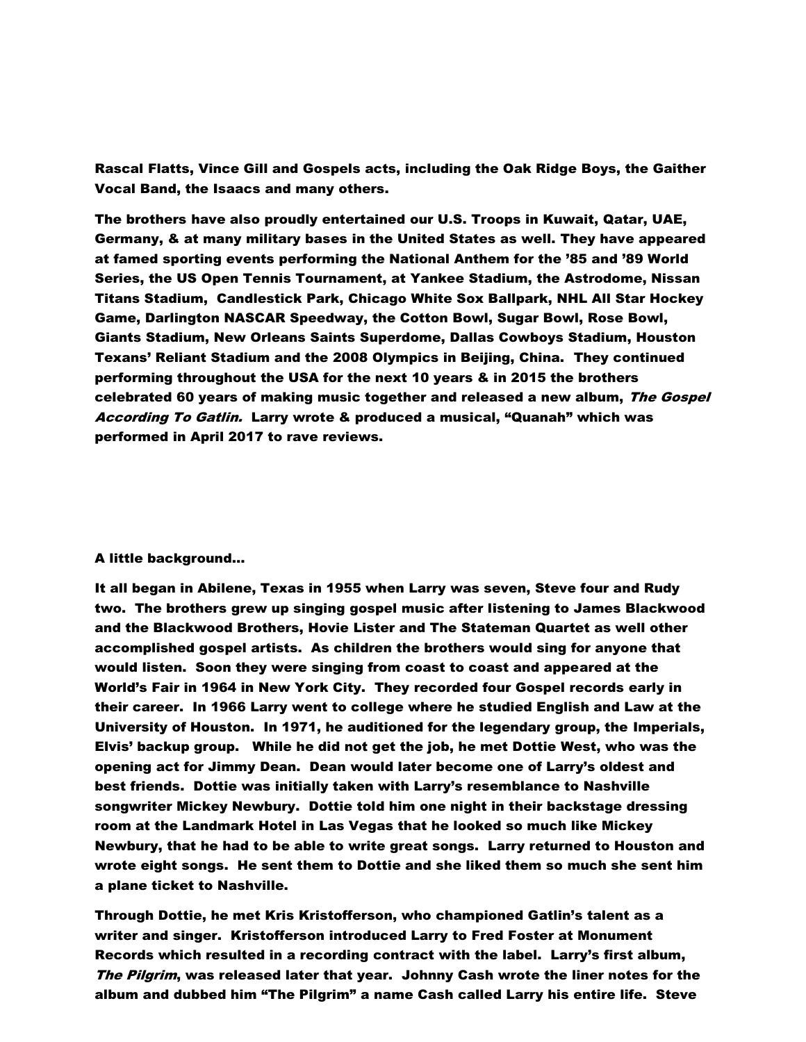**Rascal Flatts, Vince Gill and Gospels acts, including the Oak Ridge Boys, the Gaither Vocal Band, the Isaacs and many others.**

**The brothers have also proudly entertained our U.S. Troops in Kuwait, Qatar, UAE, Germany, & at many military bases in the United States as well. They have appeared at famed sporting events performing the National Anthem for the '85 and '89 World Series, the US Open Tennis Tournament, at Yankee Stadium, the Astrodome, Nissan Titans Stadium, Candlestick Park, Chicago White Sox Ballpark, NHL All Star Hockey Game, Darlington NASCAR Speedway, the Cotton Bowl, Sugar Bowl, Rose Bowl, Giants Stadium, New Orleans Saints Superdome, Dallas Cowboys Stadium, Houston Texans' Reliant Stadium and the 2008 Olympics in Beijing, China. They continued performing throughout the USA for the next 10 years & in 2015 the brothers celebrated 60 years of making music together and released a new album, *The Gospel According To Gatlin.* Larry wrote & produced a musical, "Quanah" which was performed in April 2017 to rave reviews.**

**A little background…**

**It all began in Abilene, Texas in 1955 when Larry was seven, Steve four and Rudy two. The brothers grew up singing gospel music after listening to James Blackwood and the Blackwood Brothers, Hovie Lister and The Stateman Quartet as well other accomplished gospel artists. As children the brothers would sing for anyone that would listen. Soon they were singing from coast to coast and appeared at the World's Fair in 1964 in New York City. They recorded four Gospel records early in their career. In 1966 Larry went to college where he studied English and Law at the University of Houston. In 1971, he auditioned for the legendary group, the Imperials, Elvis' backup group. While he did not get the job, he met Dottie West, who was the opening act for Jimmy Dean. Dean would later become one of Larry's oldest and best friends. Dottie was initially taken with Larry's resemblance to Nashville songwriter Mickey Newbury. Dottie told him one night in their backstage dressing room at the Landmark Hotel in Las Vegas that he looked so much like Mickey Newbury, that he had to be able to write great songs. Larry returned to Houston and wrote eight songs. He sent them to Dottie and she liked them so much she sent him a plane ticket to Nashville.**

**Through Dottie, he met Kris Kristofferson, who championed Gatlin's talent as a writer and singer. Kristofferson introduced Larry to Fred Foster at Monument Records which resulted in a recording contract with the label. Larry's first album, *The Pilgrim*, was released later that year. Johnny Cash wrote the liner notes for the album and dubbed him "The Pilgrim" a name Cash called Larry his entire life. Steve**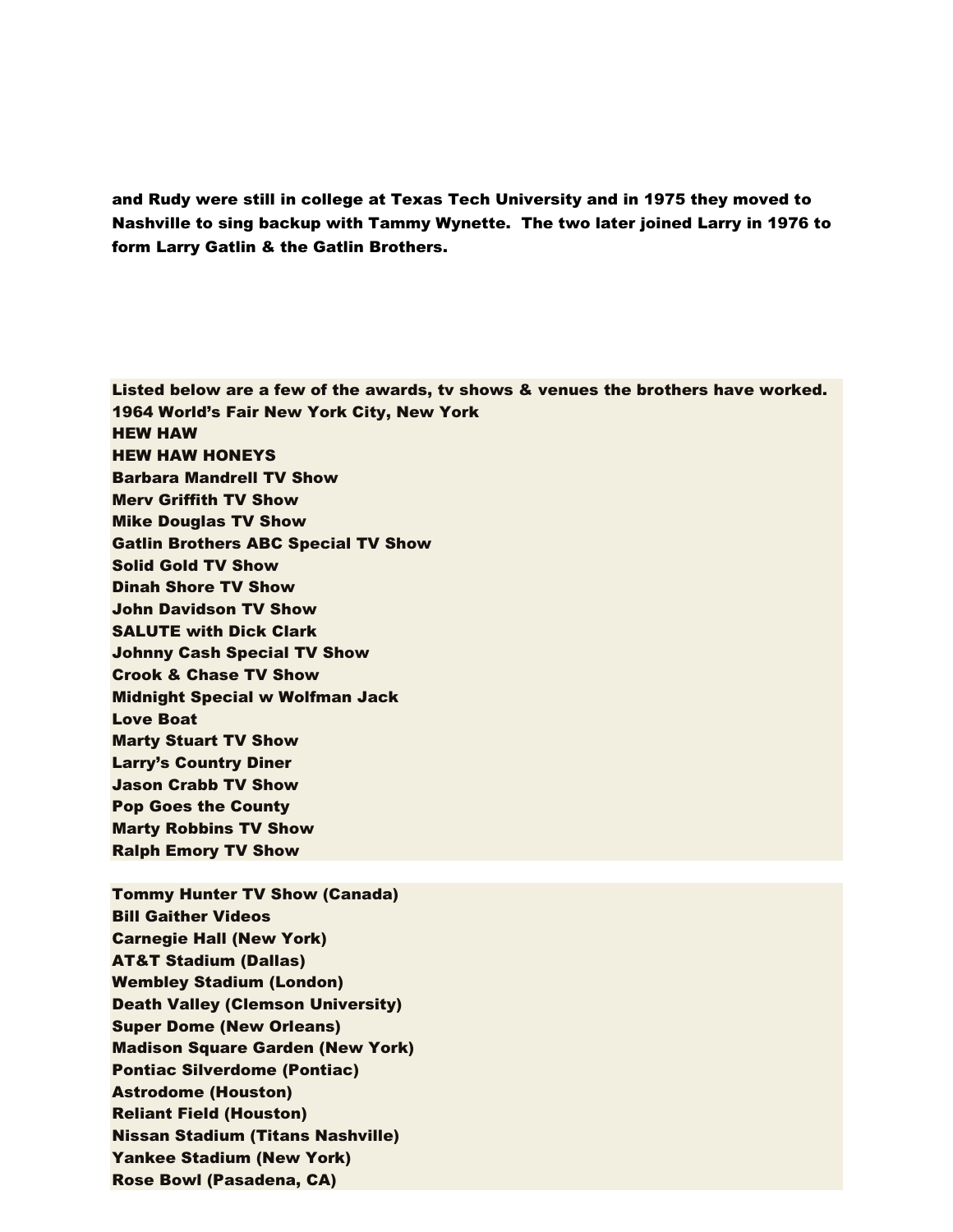**and Rudy were still in college at Texas Tech University and in 1975 they moved to Nashville to sing backup with Tammy Wynette. The two later joined Larry in 1976 to form Larry Gatlin & the Gatlin Brothers.**

**Listed below are a few of the awards, tv shows & venues the brothers have worked.**
**1964 World's Fair New York City, New York**
**HEW HAW**
**HEW HAW HONEYS**
**Barbara Mandrell TV Show**
**Merv Griffith TV Show**
**Mike Douglas TV Show**
**Gatlin Brothers ABC Special TV Show**
**Solid Gold TV Show**
**Dinah Shore TV Show**
**John Davidson TV Show**
**SALUTE with Dick Clark**
**Johnny Cash Special TV Show**
**Crook & Chase TV Show**
**Midnight Special w Wolfman Jack**
**Love Boat**
**Marty Stuart TV Show**
**Larry's Country Diner**
**Jason Crabb TV Show**
**Pop Goes the County**
**Marty Robbins TV Show**
**Ralph Emory TV Show**

**Tommy Hunter TV Show (Canada)**
**Bill Gaither Videos**
**Carnegie Hall (New York)**
**AT&T Stadium (Dallas)**
**Wembley Stadium (London)**
**Death Valley (Clemson University)**
**Super Dome (New Orleans)**
**Madison Square Garden (New York)**
**Pontiac Silverdome (Pontiac)**
**Astrodome (Houston)**
**Reliant Field (Houston)**
**Nissan Stadium (Titans Nashville)**
**Yankee Stadium (New York)**
**Rose Bowl (Pasadena, CA)**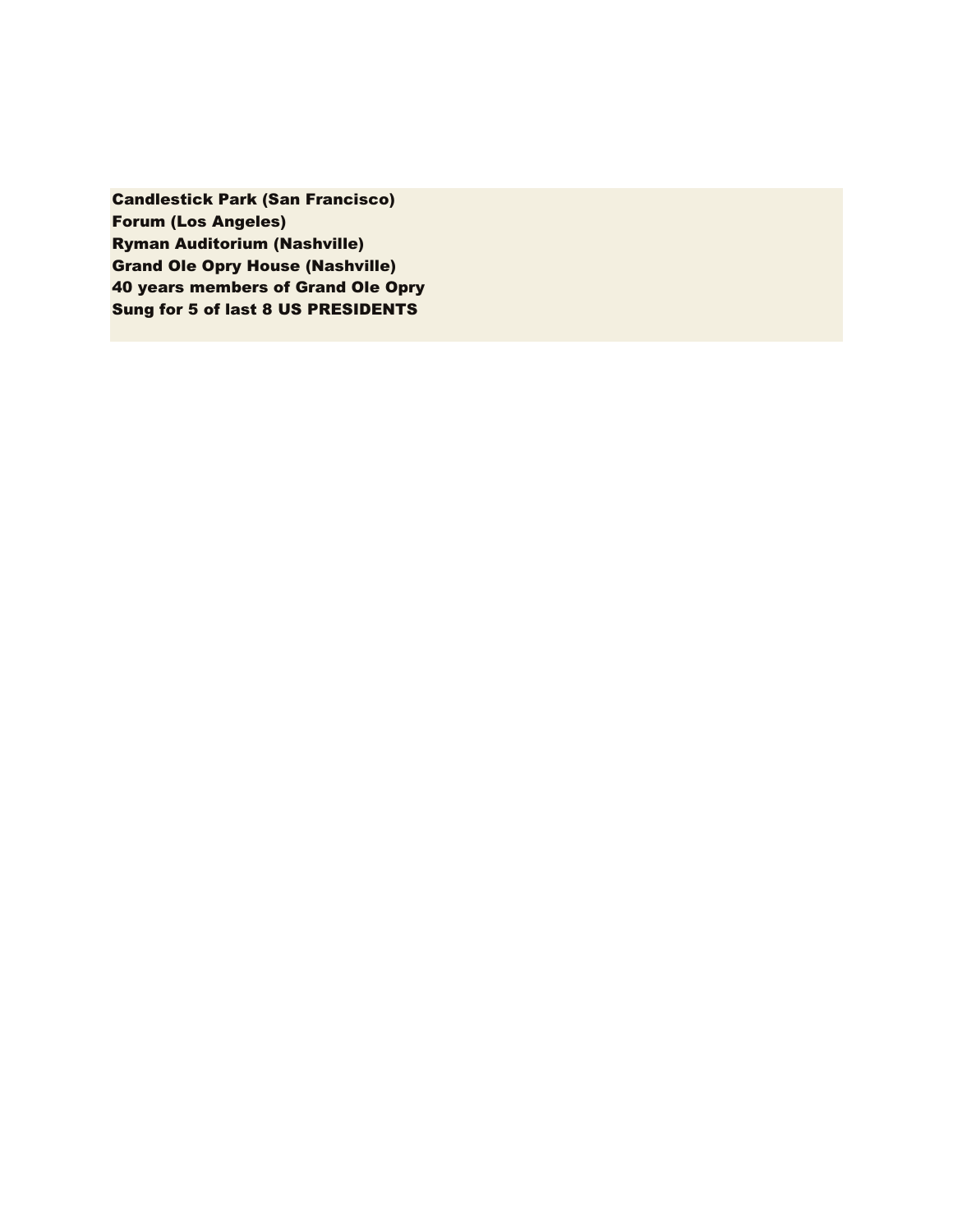**Candlestick Park (San Francisco)**
**Forum (Los Angeles)**
**Ryman Auditorium (Nashville)**
**Grand Ole Opry House (Nashville)**
**40 years members of Grand Ole Opry**
**Sung for 5 of last 8 US PRESIDENTS**